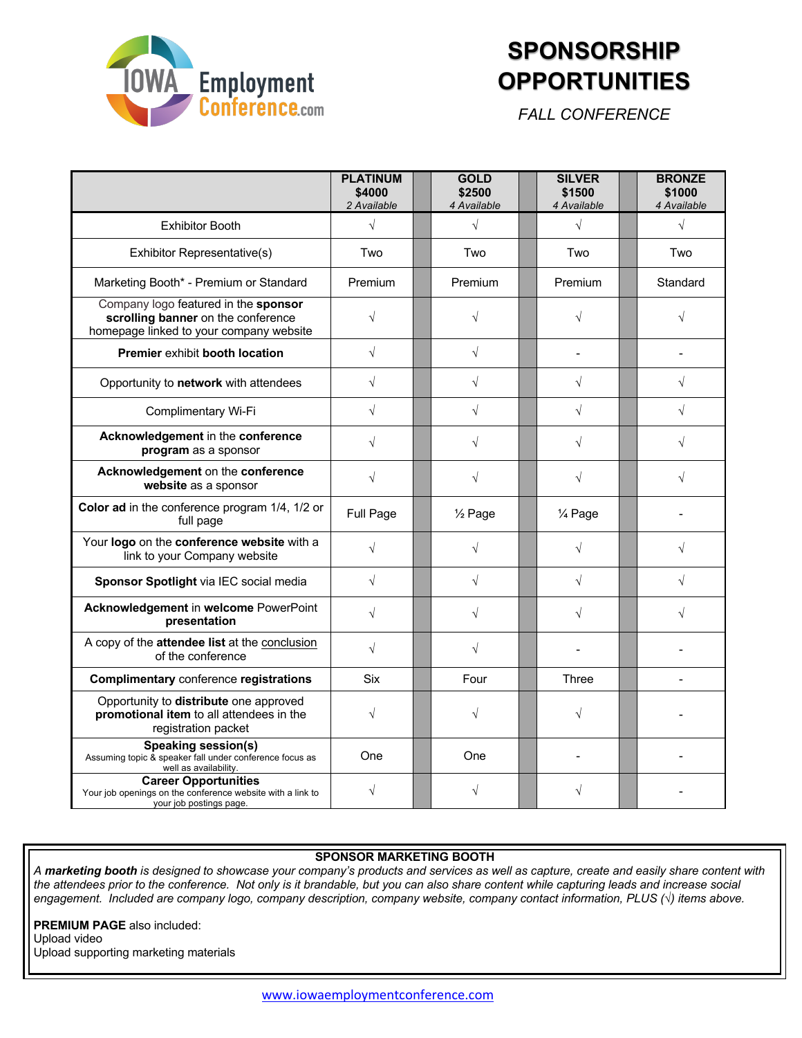IOWA Employment Conference.com

# SPONSORSHIP OPPORTUNITIES

*FALL CONFERENCE*

| | **PLATINUM** **$4000** *2 Available* | **GOLD** **$2500** *4 Available* | **SILVER** **$1500** *4 Available* | **BRONZE** **$1000** *4 Available* |
|---|---|---|---|---|
| Exhibitor Booth | √ | √ | √ | √ |
| Exhibitor Representative(s) | Two | Two | Two | Two |
| Marketing Booth* - Premium or Standard | Premium | Premium | Premium | Standard |
| Company logo featured in the **sponsor scrolling banner** on the conference homepage linked to your company website | √ | √ | √ | √ |
| **Premier** exhibit **booth location** | √ | √ | - | - |
| Opportunity to **network** with attendees | √ | √ | √ | √ |
| Complimentary Wi-Fi | √ | √ | √ | √ |
| **Acknowledgement** in the **conference program** as a sponsor | √ | √ | √ | √ |
| **Acknowledgement** on the **conference website** as a sponsor | √ | √ | √ | √ |
| **Color ad** in the conference program 1/4, 1/2 or full page | Full Page | ½ Page | ¼ Page | - |
| Your **logo** on the **conference website** with a link to your Company website | √ | √ | √ | √ |
| **Sponsor Spotlight** via IEC social media | √ | √ | √ | √ |
| **Acknowledgement** in **welcome** PowerPoint **presentation** | √ | √ | √ | √ |
| A copy of the **attendee list** at the conclusion of the conference | √ | √ | - | - |
| **Complimentary** conference **registrations** | Six | Four | Three | - |
| Opportunity to **distribute** one approved **promotional item** to all attendees in the registration packet | √ | √ | √ | - |
| **Speaking session(s)** Assuming topic & speaker fall under conference focus as well as availability. | One | One | - | - |
| **Career Opportunities** Your job openings on the conference website with a link to your job postings page. | √ | √ | √ | - |

**SPONSOR MARKETING BOOTH**

*A **marketing booth** is designed to showcase your company's products and services as well as capture, create and easily share content with the attendees prior to the conference. Not only is it brandable, but you can also share content while capturing leads and increase social engagement. Included are company logo, company description, company website, company contact information, PLUS (√) items above.*

**PREMIUM PAGE** also included:
Upload video
Upload supporting marketing materials

www.iowaemploymentconference.com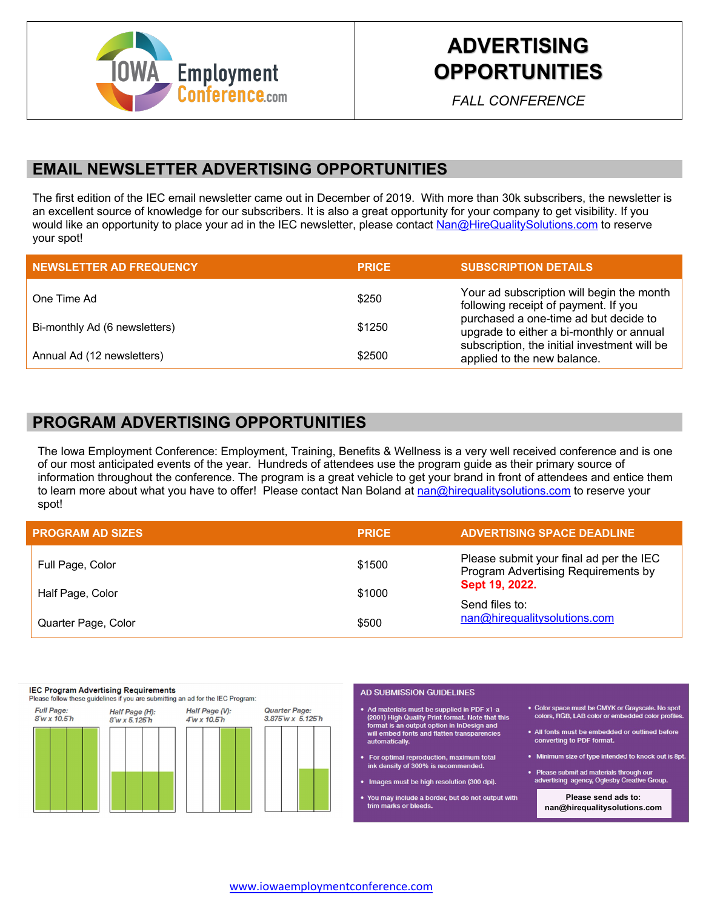IOWA Employment Conference.com

# ADVERTISING OPPORTUNITIES

*FALL CONFERENCE*

## EMAIL NEWSLETTER ADVERTISING OPPORTUNITIES

The first edition of the IEC email newsletter came out in December of 2019. With more than 30k subscribers, the newsletter is an excellent source of knowledge for our subscribers. It is also a great opportunity for your company to get visibility. If you would like an opportunity to place your ad in the IEC newsletter, please contact Nan@HireQualitySolutions.com to reserve your spot!

| NEWSLETTER AD FREQUENCY | PRICE | SUBSCRIPTION DETAILS |
|---|---|---|
| One Time Ad | $250 | Your ad subscription will begin the month following receipt of payment. If you purchased a one-time ad but decide to upgrade to either a bi-monthly or annual subscription, the initial investment will be applied to the new balance. |
| Bi-monthly Ad (6 newsletters) | $1250 | |
| Annual Ad (12 newsletters) | $2500 | |

## PROGRAM ADVERTISING OPPORTUNITIES

The Iowa Employment Conference: Employment, Training, Benefits & Wellness is a very well received conference and is one of our most anticipated events of the year. Hundreds of attendees use the program guide as their primary source of information throughout the conference. The program is a great vehicle to get your brand in front of attendees and entice them to learn more about what you have to offer! Please contact Nan Boland at nan@hirequalitysolutions.com to reserve your spot!

| PROGRAM AD SIZES | PRICE | ADVERTISING SPACE DEADLINE |
|---|---|---|
| Full Page, Color | $1500 | Please submit your final ad per the IEC Program Advertising Requirements by **Sept 19, 2022.** Send files to: nan@hirequalitysolutions.com |
| Half Page, Color | $1000 | |
| Quarter Page, Color | $500 | |

**IEC Program Advertising Requirements**

Please follow these guidelines if you are submitting an ad for the IEC Program:

*Full Page:* 8"w x 10.5"h

*Half Page (H):* 8"w x 5.125"h

*Half Page (V):* 4"w x 10.5"h

*Quarter Page:* 3.875"w x 5.125"h

**AD SUBMISSION GUIDELINES**

- Ad materials must be supplied in PDF x1-a (2001) High Quality Print format. Note that this format is an output option in InDesign and will embed fonts and flatten transparencies automatically.
- For optimal reproduction, maximum total ink density of 300% is recommended.
- Images must be high resolution (300 dpi).
- You may include a border, but do not output with trim marks or bleeds.
- Color space must be CMYK or Grayscale. No spot colors, RGB, LAB color or embedded color profiles.
- All fonts must be embedded or outlined before converting to PDF format.
- Minimum size of type intended to knock out is 8pt.
- Please submit ad materials through our advertising agency, Oglesby Creative Group.

**Please send ads to: nan@hirequalitysolutions.com**

www.iowaemploymentconference.com